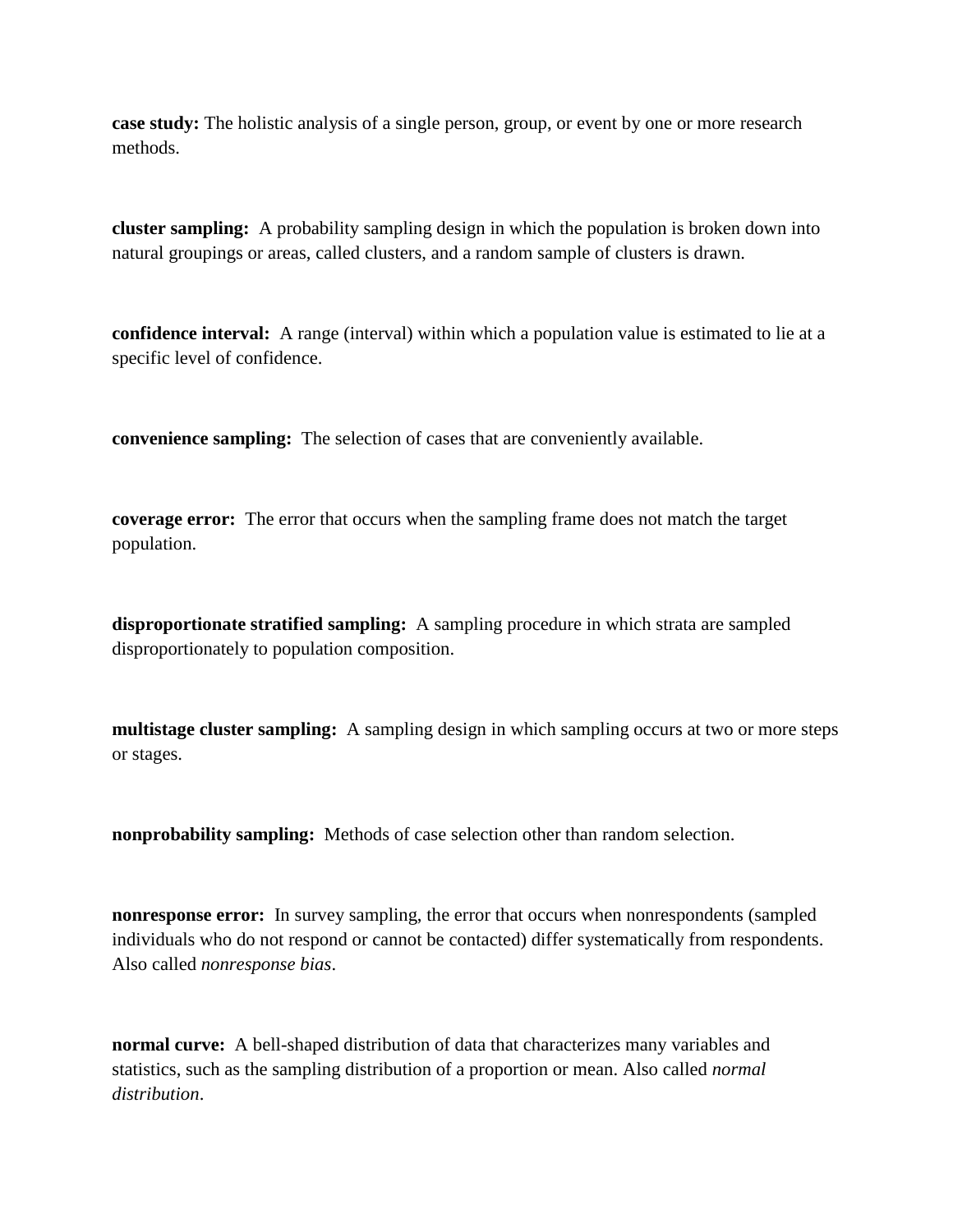**case study:** The holistic analysis of a single person, group, or event by one or more research methods.

**cluster sampling:** A probability sampling design in which the population is broken down into natural groupings or areas, called clusters, and a random sample of clusters is drawn.

**confidence interval:** A range (interval) within which a population value is estimated to lie at a specific level of confidence.

**convenience sampling:** The selection of cases that are conveniently available.

**coverage error:** The error that occurs when the sampling frame does not match the target population.

**disproportionate stratified sampling:** A sampling procedure in which strata are sampled disproportionately to population composition.

**multistage cluster sampling:** A sampling design in which sampling occurs at two or more steps or stages.

**nonprobability sampling:** Methods of case selection other than random selection.

**nonresponse error:** In survey sampling, the error that occurs when nonrespondents (sampled individuals who do not respond or cannot be contacted) differ systematically from respondents. Also called *nonresponse bias*.

**normal curve:** A bell-shaped distribution of data that characterizes many variables and statistics, such as the sampling distribution of a proportion or mean. Also called *normal distribution*.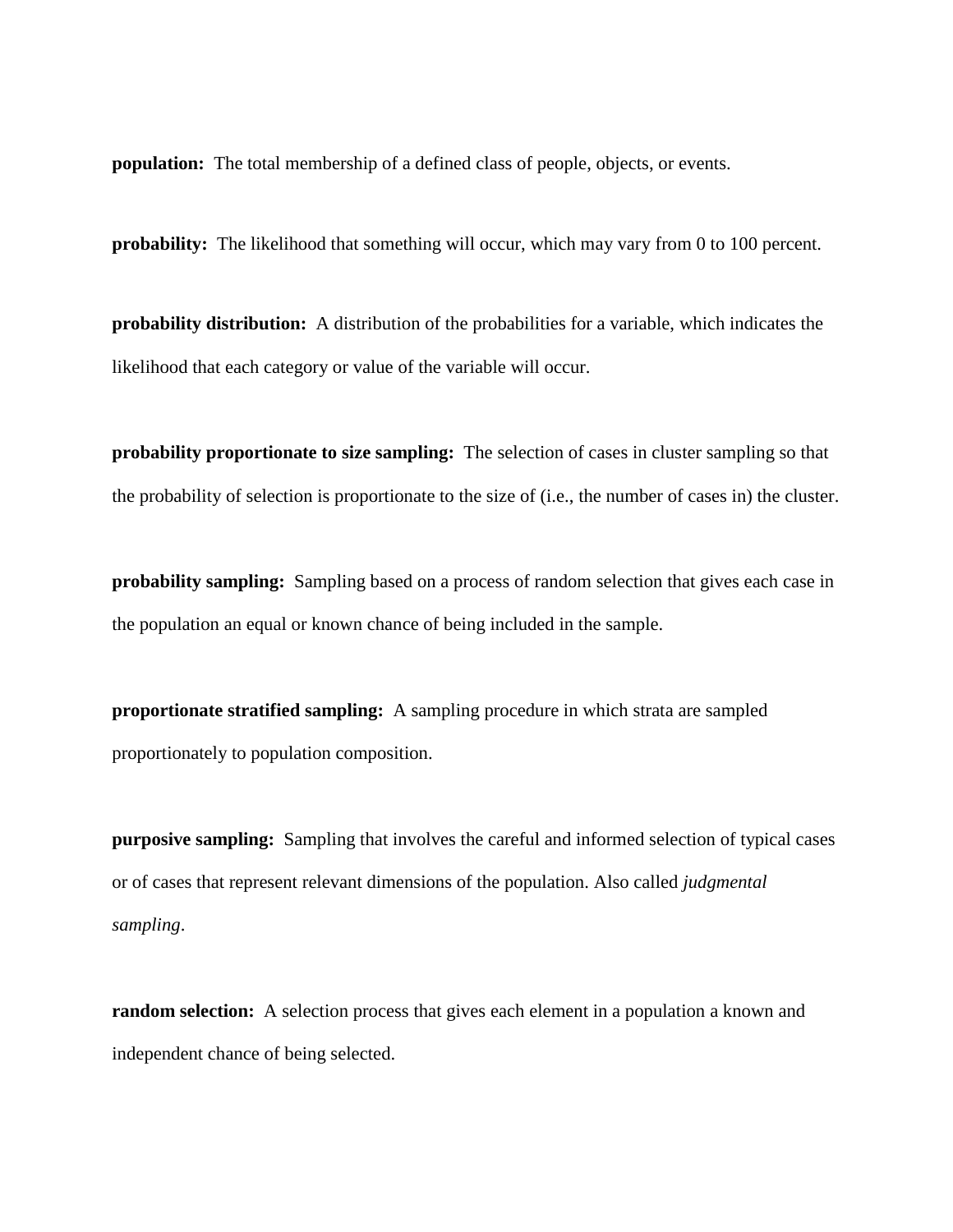**population:** The total membership of a defined class of people, objects, or events.

**probability:** The likelihood that something will occur, which may vary from 0 to 100 percent.

**probability distribution:** A distribution of the probabilities for a variable, which indicates the likelihood that each category or value of the variable will occur.

**probability proportionate to size sampling:** The selection of cases in cluster sampling so that the probability of selection is proportionate to the size of (i.e., the number of cases in) the cluster.

**probability sampling:** Sampling based on a process of random selection that gives each case in the population an equal or known chance of being included in the sample.

**proportionate stratified sampling:** A sampling procedure in which strata are sampled proportionately to population composition.

**purposive sampling:** Sampling that involves the careful and informed selection of typical cases or of cases that represent relevant dimensions of the population. Also called *judgmental sampling*.

**random selection:** A selection process that gives each element in a population a known and independent chance of being selected.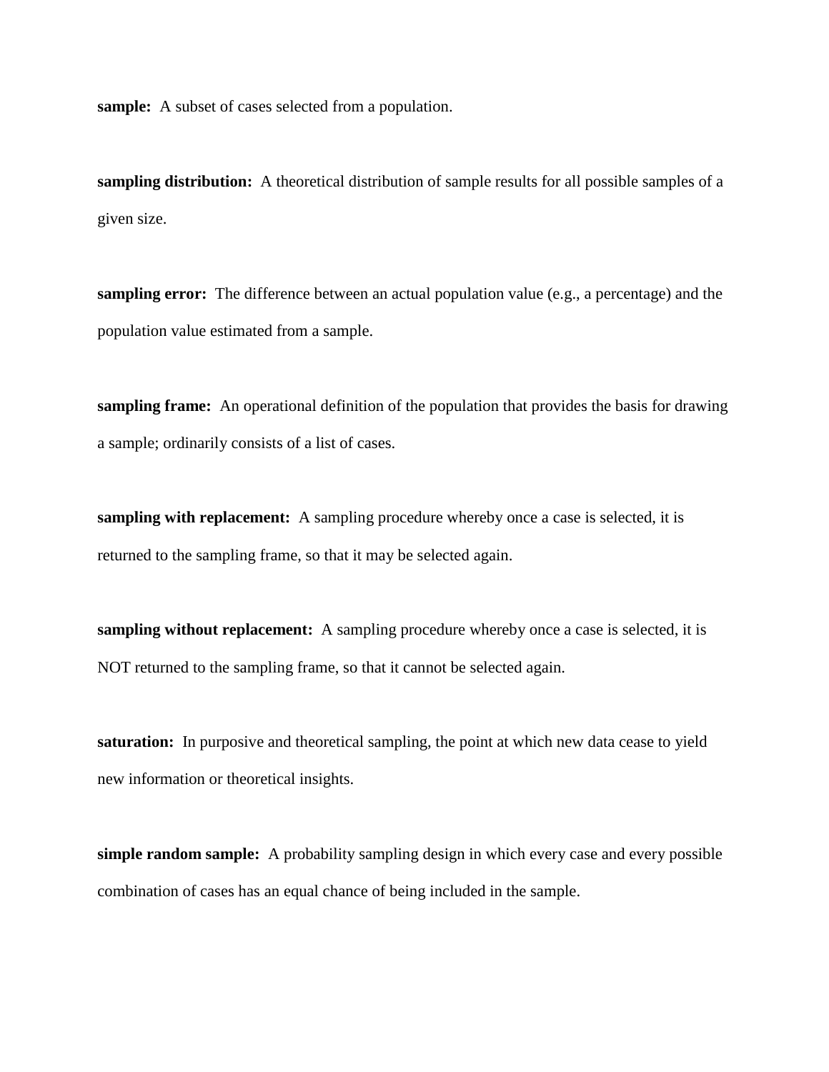**sample:** A subset of cases selected from a population.

**sampling distribution:** A theoretical distribution of sample results for all possible samples of a given size.

**sampling error:** The difference between an actual population value (e.g., a percentage) and the population value estimated from a sample.

**sampling frame:** An operational definition of the population that provides the basis for drawing a sample; ordinarily consists of a list of cases.

**sampling with replacement:** A sampling procedure whereby once a case is selected, it is returned to the sampling frame, so that it may be selected again.

**sampling without replacement:** A sampling procedure whereby once a case is selected, it is NOT returned to the sampling frame, so that it cannot be selected again.

**saturation:** In purposive and theoretical sampling, the point at which new data cease to yield new information or theoretical insights.

**simple random sample:** A probability sampling design in which every case and every possible combination of cases has an equal chance of being included in the sample.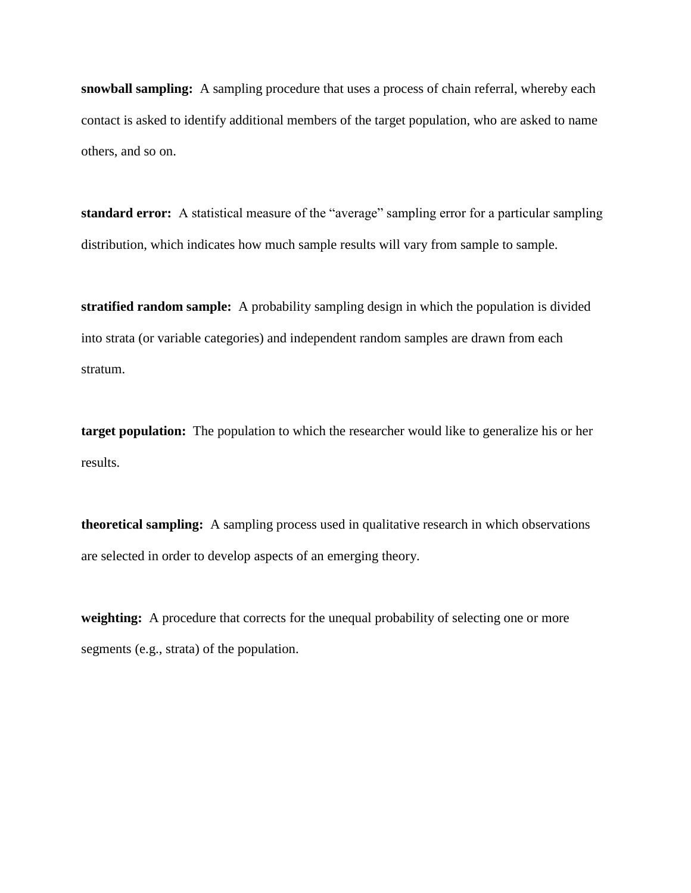**snowball sampling:** A sampling procedure that uses a process of chain referral, whereby each contact is asked to identify additional members of the target population, who are asked to name others, and so on.

**standard error:** A statistical measure of the "average" sampling error for a particular sampling distribution, which indicates how much sample results will vary from sample to sample.

**stratified random sample:** A probability sampling design in which the population is divided into strata (or variable categories) and independent random samples are drawn from each stratum.

**target population:** The population to which the researcher would like to generalize his or her results.

**theoretical sampling:** A sampling process used in qualitative research in which observations are selected in order to develop aspects of an emerging theory.

**weighting:** A procedure that corrects for the unequal probability of selecting one or more segments (e.g., strata) of the population.